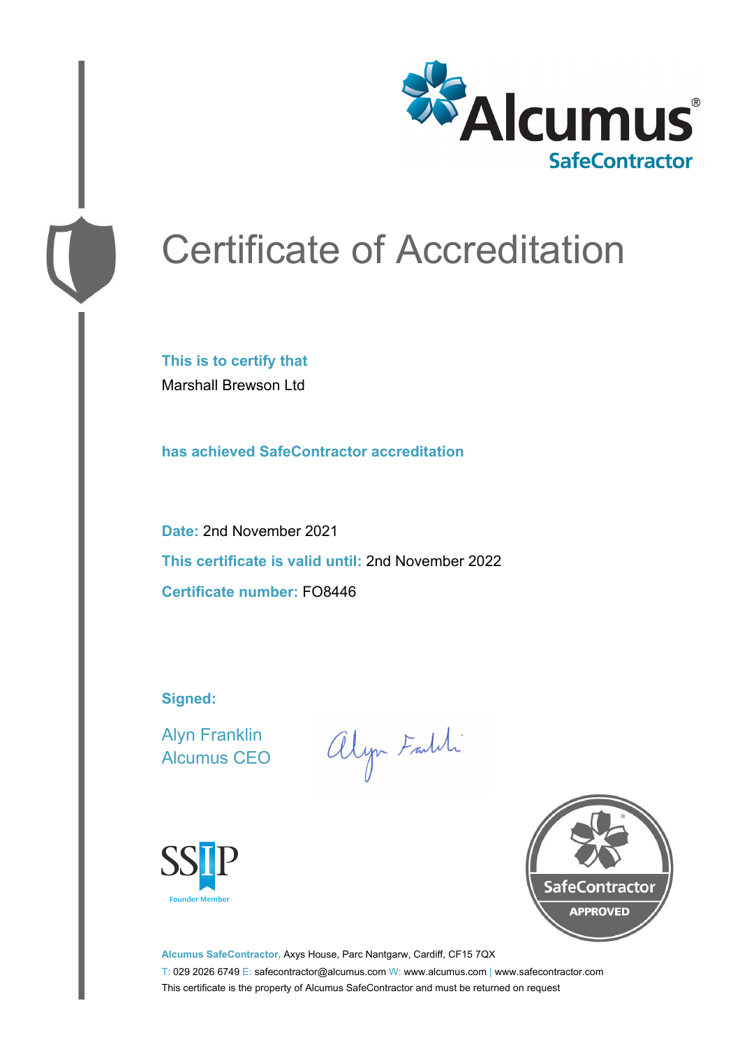Alcumus®
SafeContractor

# Certificate of Accreditation

**This is to certify that**

Marshall Brewson Ltd

**has achieved SafeContractor accreditation**

**Date:** 2nd November 2021

**This certificate is valid until:** 2nd November 2022

**Certificate number:** FO8446

**Signed:**

Alyn Franklin
Alcumus CEO

SSIP
Founder Member

SafeContractor
APPROVED

**Alcumus SafeContractor,** Axys House, Parc Nantgarw, Cardiff, CF15 7QX

T: 029 2026 6749 E: safecontractor@alcumus.com W: www.alcumus.com | www.safecontractor.com

This certificate is the property of Alcumus SafeContractor and must be returned on request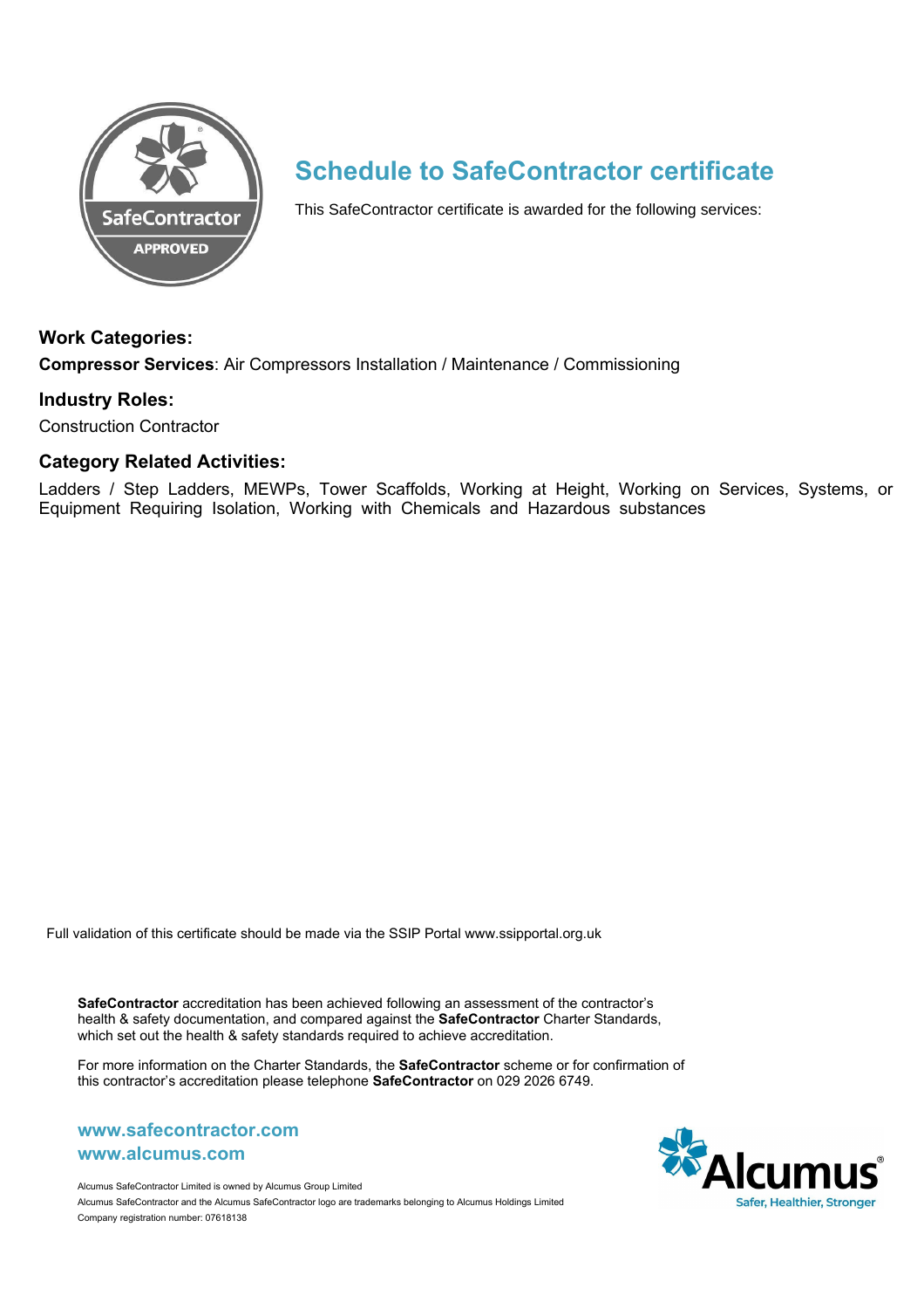SafeContractor APPROVED

# Schedule to SafeContractor certificate

This SafeContractor certificate is awarded for the following services:

### Work Categories:

**Compressor Services**: Air Compressors Installation / Maintenance / Commissioning

### Industry Roles:

Construction Contractor

### Category Related Activities:

Ladders / Step Ladders, MEWPs, Tower Scaffolds, Working at Height, Working on Services, Systems, or Equipment Requiring Isolation, Working with Chemicals and Hazardous substances

Full validation of this certificate should be made via the SSIP Portal www.ssipportal.org.uk

**SafeContractor** accreditation has been achieved following an assessment of the contractor's health & safety documentation, and compared against the **SafeContractor** Charter Standards, which set out the health & safety standards required to achieve accreditation.

For more information on the Charter Standards, the **SafeContractor** scheme or for confirmation of this contractor's accreditation please telephone **SafeContractor** on 029 2026 6749.

**www.safecontractor.com**
**www.alcumus.com**

Alcumus SafeContractor Limited is owned by Alcumus Group Limited
Alcumus SafeContractor and the Alcumus SafeContractor logo are trademarks belonging to Alcumus Holdings Limited
Company registration number: 07618138

Alcumus®
Safer, Healthier, Stronger